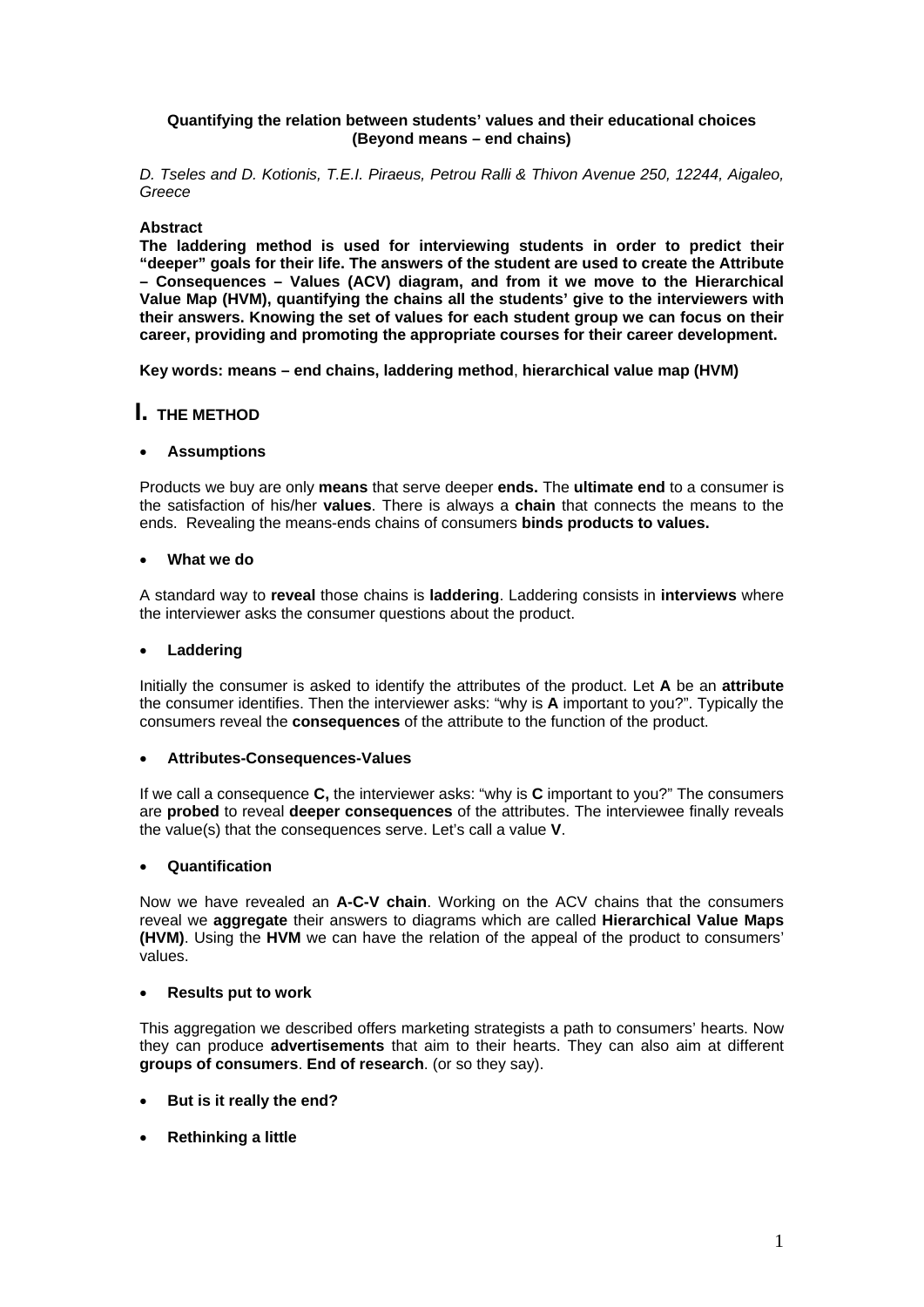**Quantifying the relation between students' values and their educational choices (Beyond means – end chains)**

*D. Tseles and D. Kotionis, T.E.I. Piraeus, Petrou Ralli & Thivon Avenue 250, 12244, Aigaleo, Greece*

**Abstract**

**The laddering method is used for interviewing students in order to predict their "deeper" goals for their life. The answers of the student are used to create the Attribute – Consequences – Values (ACV) diagram, and from it we move to the Hierarchical Value Map (HVM), quantifying the chains all the students' give to the interviewers with their answers. Knowing the set of values for each student group we can focus on their career, providing and promoting the appropriate courses for their career development.**

**Key words: means – end chains, laddering method**, **hierarchical value map (HVM)**

# I. THE METHOD

- **Assumptions**

Products we buy are only **means** that serve deeper **ends.** The **ultimate end** to a consumer is the satisfaction of his/her **values**. There is always a **chain** that connects the means to the ends. Revealing the means-ends chains of consumers **binds products to values.**

- **What we do**

A standard way to **reveal** those chains is **laddering**. Laddering consists in **interviews** where the interviewer asks the consumer questions about the product.

- **Laddering**

Initially the consumer is asked to identify the attributes of the product. Let **A** be an **attribute** the consumer identifies. Then the interviewer asks: "why is **A** important to you?". Typically the consumers reveal the **consequences** of the attribute to the function of the product.

- **Attributes-Consequences-Values**

If we call a consequence **C,** the interviewer asks: "why is **C** important to you?" The consumers are **probed** to reveal **deeper consequences** of the attributes. The interviewee finally reveals the value(s) that the consequences serve. Let's call a value **V**.

- **Quantification**

Now we have revealed an **A-C-V chain**. Working on the ACV chains that the consumers reveal we **aggregate** their answers to diagrams which are called **Hierarchical Value Maps (HVM)**. Using the **HVM** we can have the relation of the appeal of the product to consumers' values.

- **Results put to work**

This aggregation we described offers marketing strategists a path to consumers' hearts. Now they can produce **advertisements** that aim to their hearts. They can also aim at different **groups of consumers**. **End of research**. (or so they say).

- **But is it really the end?**

- **Rethinking a little**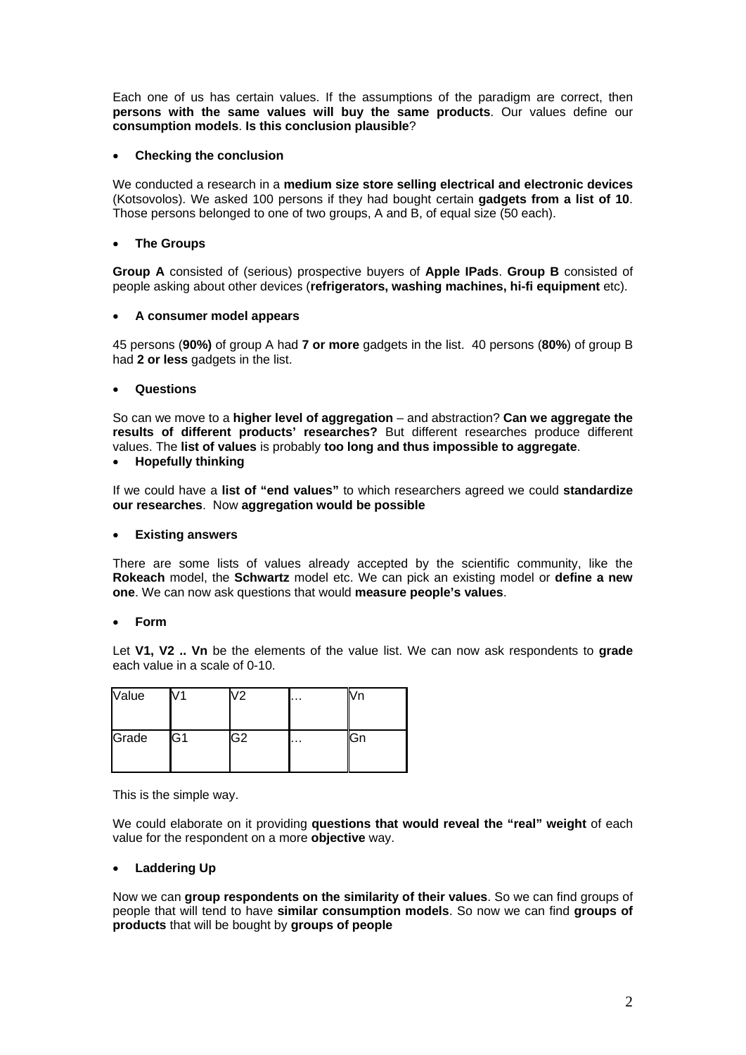Each one of us has certain values. If the assumptions of the paradigm are correct, then **persons with the same values will buy the same products**. Our values define our **consumption models**. **Is this conclusion plausible**?

- **Checking the conclusion**

We conducted a research in a **medium size store selling electrical and electronic devices** (Kotsovolos). We asked 100 persons if they had bought certain **gadgets from a list of 10**. Those persons belonged to one of two groups, A and B, of equal size (50 each).

- **The Groups**

**Group A** consisted of (serious) prospective buyers of **Apple IPads**. **Group B** consisted of people asking about other devices (**refrigerators, washing machines, hi-fi equipment** etc).

- **A consumer model appears**

45 persons (**90%)** of group A had **7 or more** gadgets in the list. 40 persons (**80%**) of group B had **2 or less** gadgets in the list.

- **Questions**

So can we move to a **higher level of aggregation** – and abstraction? **Can we aggregate the results of different products' researches?** But different researches produce different values. The **list of values** is probably **too long and thus impossible to aggregate**.

- **Hopefully thinking**

If we could have a **list of "end values"** to which researchers agreed we could **standardize our researches**. Now **aggregation would be possible**

- **Existing answers**

There are some lists of values already accepted by the scientific community, like the **Rokeach** model, the **Schwartz** model etc. We can pick an existing model or **define a new one**. We can now ask questions that would **measure people's values**.

- **Form**

Let **V1, V2 .. Vn** be the elements of the value list. We can now ask respondents to **grade** each value in a scale of 0-10.

| Value | V1 | V2 | … | Vn |
|---|---|---|---|---|
| Grade | G1 | G2 | … | Gn |

This is the simple way.

We could elaborate on it providing **questions that would reveal the "real" weight** of each value for the respondent on a more **objective** way.

- **Laddering Up**

Now we can **group respondents on the similarity of their values**. So we can find groups of people that will tend to have **similar consumption models**. So now we can find **groups of products** that will be bought by **groups of people**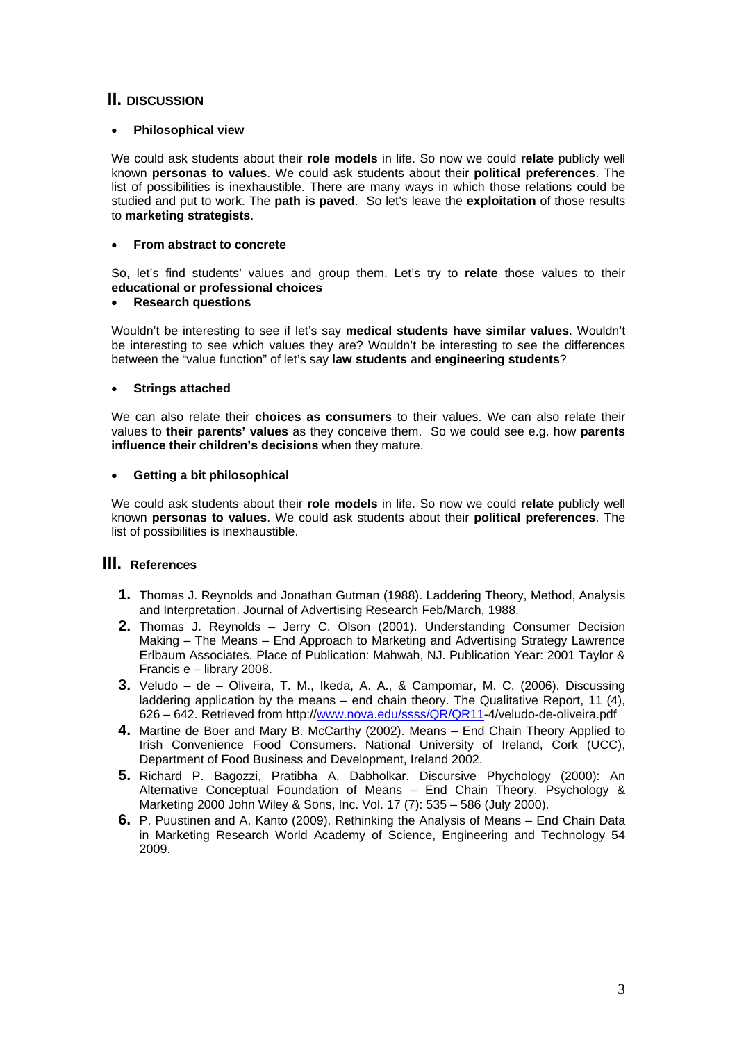## II. DISCUSSION

- **Philosophical view**

We could ask students about their **role models** in life. So now we could **relate** publicly well known **personas to values**. We could ask students about their **political preferences**. The list of possibilities is inexhaustible. There are many ways in which those relations could be studied and put to work. The **path is paved**. So let's leave the **exploitation** of those results to **marketing strategists**.

- **From abstract to concrete**

So, let's find students' values and group them. Let's try to **relate** those values to their **educational or professional choices**

- **Research questions**

Wouldn't be interesting to see if let's say **medical students have similar values**. Wouldn't be interesting to see which values they are? Wouldn't be interesting to see the differences between the "value function" of let's say **law students** and **engineering students**?

- **Strings attached**

We can also relate their **choices as consumers** to their values. We can also relate their values to **their parents' values** as they conceive them. So we could see e.g. how **parents influence their children's decisions** when they mature.

- **Getting a bit philosophical**

We could ask students about their **role models** in life. So now we could **relate** publicly well known **personas to values**. We could ask students about their **political preferences**. The list of possibilities is inexhaustible.

## III. References

1. Thomas J. Reynolds and Jonathan Gutman (1988). Laddering Theory, Method, Analysis and Interpretation. Journal of Advertising Research Feb/March, 1988.
2. Thomas J. Reynolds – Jerry C. Olson (2001). Understanding Consumer Decision Making – The Means – End Approach to Marketing and Advertising Strategy Lawrence Erlbaum Associates. Place of Publication: Mahwah, NJ. Publication Year: 2001 Taylor & Francis e – library 2008.
3. Veludo – de – Oliveira, T. M., Ikeda, A. A., & Campomar, M. C. (2006). Discussing laddering application by the means – end chain theory. The Qualitative Report, 11 (4), 626 – 642. Retrieved from http://www.nova.edu/ssss/QR/QR11-4/veludo-de-oliveira.pdf
4. Martine de Boer and Mary B. McCarthy (2002). Means – End Chain Theory Applied to Irish Convenience Food Consumers. National University of Ireland, Cork (UCC), Department of Food Business and Development, Ireland 2002.
5. Richard P. Bagozzi, Pratibha A. Dabholkar. Discursive Phychology (2000): An Alternative Conceptual Foundation of Means – End Chain Theory. Psychology & Marketing 2000 John Wiley & Sons, Inc. Vol. 17 (7): 535 – 586 (July 2000).
6. P. Puustinen and A. Kanto (2009). Rethinking the Analysis of Means – End Chain Data in Marketing Research World Academy of Science, Engineering and Technology 54 2009.